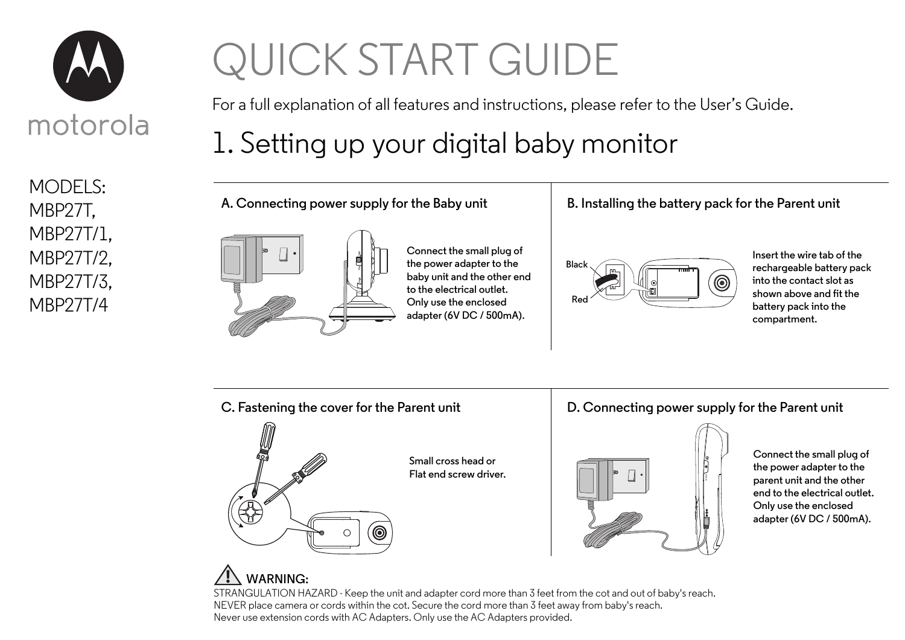motorola

MODELS:
MBP27T,
MBP27T/1,
MBP27T/2,
MBP27T/3,
MBP27T/4

# QUICK START GUIDE

For a full explanation of all features and instructions, please refer to the User's Guide.

## 1. Setting up your digital baby monitor

### A. Connecting power supply for the Baby unit

Connect the small plug of the power adapter to the baby unit and the other end to the electrical outlet. Only use the enclosed adapter (6V DC / 500mA).

### B. Installing the battery pack for the Parent unit

Black

Red

Insert the wire tab of the rechargeable battery pack into the contact slot as shown above and fit the battery pack into the compartment.

### C. Fastening the cover for the Parent unit

Small cross head or Flat end screw driver.

### D. Connecting power supply for the Parent unit

Connect the small plug of the power adapter to the parent unit and the other end to the electrical outlet. Only use the enclosed adapter (6V DC / 500mA).

**WARNING:**

STRANGULATION HAZARD - Keep the unit and adapter cord more than 3 feet from the cot and out of baby's reach.
NEVER place camera or cords within the cot. Secure the cord more than 3 feet away from baby's reach.
Never use extension cords with AC Adapters. Only use the AC Adapters provided.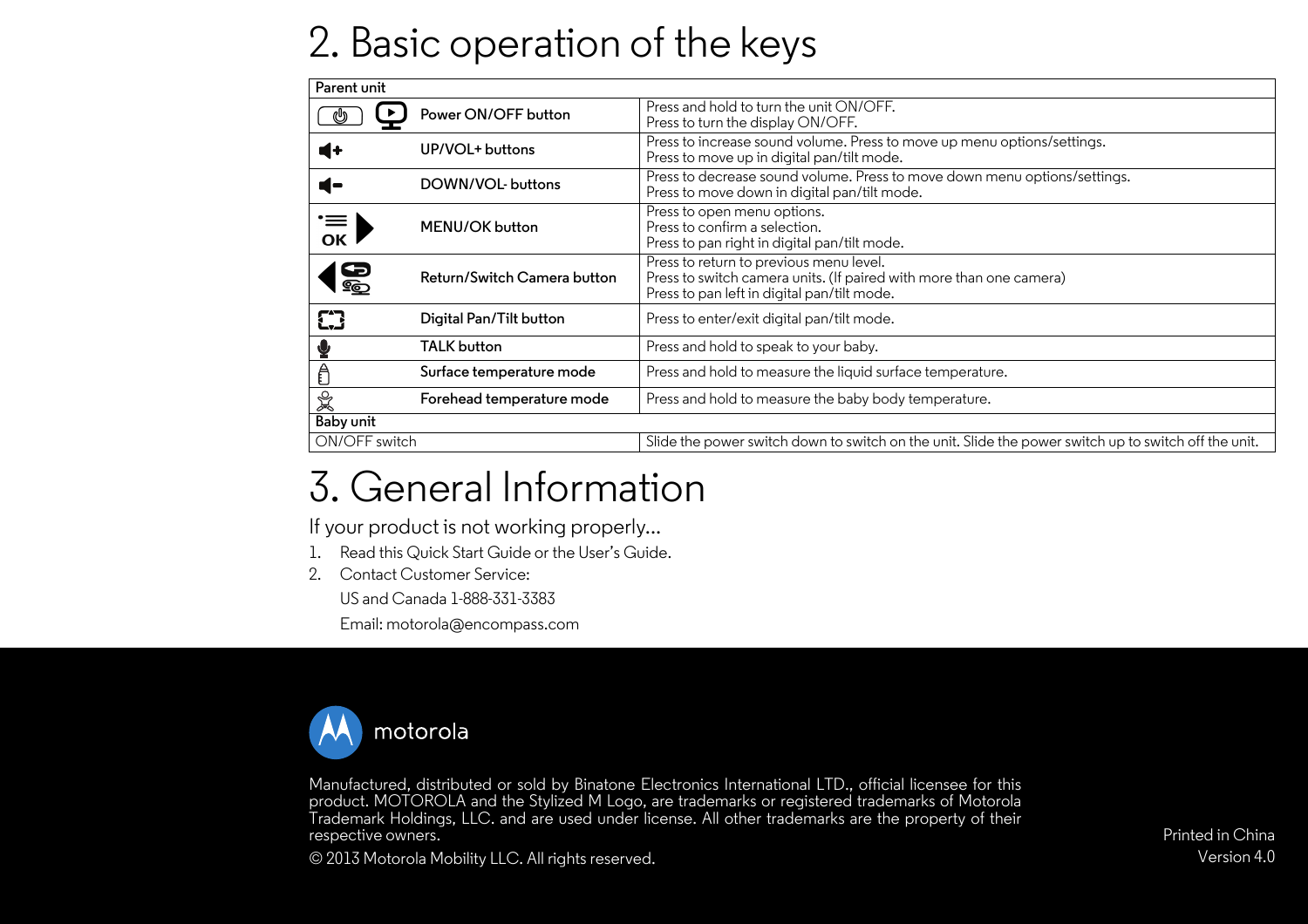# 2. Basic operation of the keys

| | | |
|---|---|---|
| **Parent unit** | | |
| **Power ON/OFF button** | | Press and hold to turn the unit ON/OFF.<br>Press to turn the display ON/OFF. |
| **UP/VOL+ buttons** | | Press to increase sound volume. Press to move up menu options/settings.<br>Press to move up in digital pan/tilt mode. |
| **DOWN/VOL- buttons** | | Press to decrease sound volume. Press to move down menu options/settings.<br>Press to move down in digital pan/tilt mode. |
| OK | **MENU/OK button** | Press to open menu options.<br>Press to confirm a selection.<br>Press to pan right in digital pan/tilt mode. |
| **Return/Switch Camera button** | | Press to return to previous menu level.<br>Press to switch camera units. (If paired with more than one camera)<br>Press to pan left in digital pan/tilt mode. |
| **Digital Pan/Tilt button** | | Press to enter/exit digital pan/tilt mode. |
| **TALK button** | | Press and hold to speak to your baby. |
| **Surface temperature mode** | | Press and hold to measure the liquid surface temperature. |
| **Forehead temperature mode** | | Press and hold to measure the baby body temperature. |
| **Baby unit** | | |
| ON/OFF switch | | Slide the power switch down to switch on the unit. Slide the power switch up to switch off the unit. |

# 3. General Information

If your product is not working properly...

1. Read this Quick Start Guide or the User's Guide.
2. Contact Customer Service:

   US and Canada 1-888-331-3383

   Email: motorola@encompass.com

motorola

Manufactured, distributed or sold by Binatone Electronics International LTD., official licensee for this product. MOTOROLA and the Stylized M Logo, are trademarks or registered trademarks of Motorola Trademark Holdings, LLC. and are used under license. All other trademarks are the property of their respective owners.

© 2013 Motorola Mobility LLC. All rights reserved.

Printed in China
Version 4.0